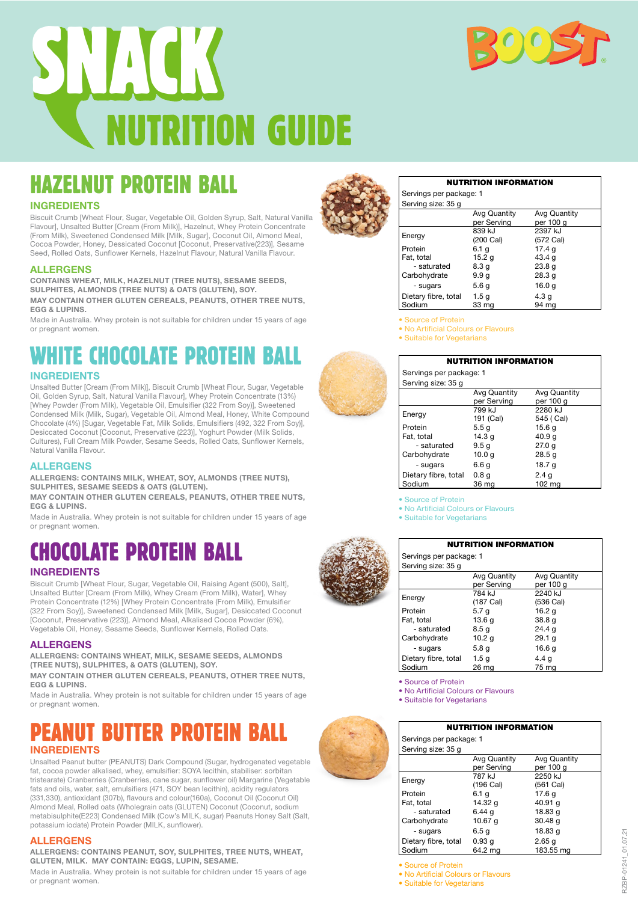# SNACK NUTRITION GUIDE

BOOST®

## HAZELNUT PROTEIN BALL

### INGREDIENTS

Biscuit Crumb [Wheat Flour, Sugar, Vegetable Oil, Golden Syrup, Salt, Natural Vanilla Flavour], Unsalted Butter [Cream (From Milk)], Hazelnut, Whey Protein Concentrate (From Milk), Sweetened Condensed Milk [Milk, Sugar], Coconut Oil, Almond Meal, Cocoa Powder, Honey, Dessicated Coconut [Coconut, Preservative(223)], Sesame Seed, Rolled Oats, Sunflower Kernels, Hazelnut Flavour, Natural Vanilla Flavour.

### ALLERGENS

**CONTAINS WHEAT, MILK, HAZELNUT (TREE NUTS), SESAME SEEDS, SULPHITES, ALMONDS (TREE NUTS) & OATS (GLUTEN), SOY.**

**MAY CONTAIN OTHER GLUTEN CEREALS, PEANUTS, OTHER TREE NUTS, EGG & LUPINS.**

Made in Australia. Whey protein is not suitable for children under 15 years of age or pregnant women.

**NUTRITION INFORMATION**

Servings per package: 1

Serving size: 35 g

| | Avg Quantity per Serving | Avg Quantity per 100 g |
|---|---|---|
| Energy | 839 kJ (200 Cal) | 2397 kJ (572 Cal) |
| Protein | 6.1 g | 17.4 g |
| Fat, total | 15.2 g | 43.4 g |
| - saturated | 8.3 g | 23.8 g |
| Carbohydrate | 9.9 g | 28.3 g |
| - sugars | 5.6 g | 16.0 g |
| Dietary fibre, total | 1.5 g | 4.3 g |
| Sodium | 33 mg | 94 mg |

- Source of Protein
- No Artificial Colours or Flavours
- Suitable for Vegetarians

## WHITE CHOCOLATE PROTEIN BALL

### INGREDIENTS

Unsalted Butter [Cream (From Milk)], Biscuit Crumb [Wheat Flour, Sugar, Vegetable Oil, Golden Syrup, Salt, Natural Vanilla Flavour], Whey Protein Concentrate (13%) [Whey Powder (From Milk), Vegetable Oil, Emulsifier (322 From Soy)], Sweetened Condensed Milk (Milk, Sugar), Vegetable Oil, Almond Meal, Honey, White Compound Chocolate (4%) [Sugar, Vegetable Fat, Milk Solids, Emulsifiers (492, 322 From Soy)], Desiccated Coconut [Coconut, Preservative (223)], Yoghurt Powder (Milk Solids, Cultures), Full Cream Milk Powder, Sesame Seeds, Rolled Oats, Sunflower Kernels, Natural Vanilla Flavour.

### ALLERGENS

**ALLERGENS: CONTAINS MILK, WHEAT, SOY, ALMONDS (TREE NUTS), SULPHITES, SESAME SEEDS & OATS (GLUTEN).**

**MAY CONTAIN OTHER GLUTEN CEREALS, PEANUTS, OTHER TREE NUTS, EGG & LUPINS.**

Made in Australia. Whey protein is not suitable for children under 15 years of age or pregnant women.

**NUTRITION INFORMATION**

Servings per package: 1

Serving size: 35 g

| | Avg Quantity per Serving | Avg Quantity per 100 g |
|---|---|---|
| Energy | 799 kJ 191 (Cal) | 2280 kJ 545 ( Cal) |
| Protein | 5.5 g | 15.6 g |
| Fat, total | 14.3 g | 40.9 g |
| - saturated | 9.5 g | 27.0 g |
| Carbohydrate | 10.0 g | 28.5 g |
| - sugars | 6.6 g | 18.7 g |
| Dietary fibre, total | 0.8 g | 2.4 g |
| Sodium | 36 mg | 102 mg |

- Source of Protein
- No Artificial Colours or Flavours
- Suitable for Vegetarians

## CHOCOLATE PROTEIN BALL

### INGREDIENTS

Biscuit Crumb [Wheat Flour, Sugar, Vegetable Oil, Raising Agent (500), Salt], Unsalted Butter [Cream (From Milk), Whey Cream (From Milk), Water], Whey Protein Concentrate (12%) [Whey Protein Concentrate (From Milk), Emulsifier (322 From Soy)], Sweetened Condensed Milk [Milk, Sugar], Desiccated Coconut [Coconut, Preservative (223)], Almond Meal, Alkalised Cocoa Powder (6%), Vegetable Oil, Honey, Sesame Seeds, Sunflower Kernels, Rolled Oats.

### ALLERGENS

**ALLERGENS: CONTAINS WHEAT, MILK, SESAME SEEDS, ALMONDS (TREE NUTS), SULPHITES, & OATS (GLUTEN), SOY.**

**MAY CONTAIN OTHER GLUTEN CEREALS, PEANUTS, OTHER TREE NUTS, EGG & LUPINS.**

Made in Australia. Whey protein is not suitable for children under 15 years of age or pregnant women.

**NUTRITION INFORMATION**

Servings per package: 1

Serving size: 35 g

| | Avg Quantity per Serving | Avg Quantity per 100 g |
|---|---|---|
| Energy | 784 kJ (187 Cal) | 2240 kJ (536 Cal) |
| Protein | 5.7 g | 16.2 g |
| Fat, total | 13.6 g | 38.8 g |
| - saturated | 8.5 g | 24.4 g |
| Carbohydrate | 10.2 g | 29.1 g |
| - sugars | 5.8 g | 16.6 g |
| Dietary fibre, total | 1.5 g | 4.4 g |
| Sodium | 26 mg | 75 mg |

- Source of Protein
- No Artificial Colours or Flavours
- Suitable for Vegetarians

## PEANUT BUTTER PROTEIN BALL

### INGREDIENTS

Unsalted Peanut butter (PEANUTS) Dark Compound (Sugar, hydrogenated vegetable fat, cocoa powder alkalised, whey, emulsifier: SOYA lecithin, stabiliser: sorbitan tristearate) Cranberries (Cranberries, cane sugar, sunflower oil) Margarine (Vegetable fats and oils, water, salt, emulsifiers (471, SOY bean lecithin), acidity regulators (331,330), antioxidant (307b), flavours and colour(160a), Coconut Oil (Coconut Oil) Almond Meal, Rolled oats (Wholegrain oats (GLUTEN) Coconut (Coconut, sodium metabisulphite(E223) Condensed Milk (Cow's MILK, sugar) Peanuts Honey Salt (Salt, potassium iodate) Protein Powder (MILK, sunflower).

### ALLERGENS

**ALLERGENS: CONTAINS PEANUT, SOY, SULPHITES, TREE NUTS, WHEAT, GLUTEN, MILK. MAY CONTAIN: EGGS, LUPIN, SESAME.**

Made in Australia. Whey protein is not suitable for children under 15 years of age or pregnant women.

**NUTRITION INFORMATION**

Servings per package: 1

Serving size: 35 g

| | Avg Quantity per Serving | Avg Quantity per 100 g |
|---|---|---|
| Energy | 787 kJ (196 Cal) | 2250 kJ (561 Cal) |
| Protein | 6.1 g | 17.6 g |
| Fat, total | 14.32 g | 40.91 g |
| - saturated | 6.44 g | 18.83 g |
| Carbohydrate | 10.67 g | 30.48 g |
| - sugars | 6.5 g | 18.83 g |
| Dietary fibre, total | 0.93 g | 2.65 g |
| Sodium | 64.2 mg | 183.55 mg |

- Source of Protein
- No Artificial Colours or Flavours
- Suitable for Vegetarians

RZBP-01241_01.07.21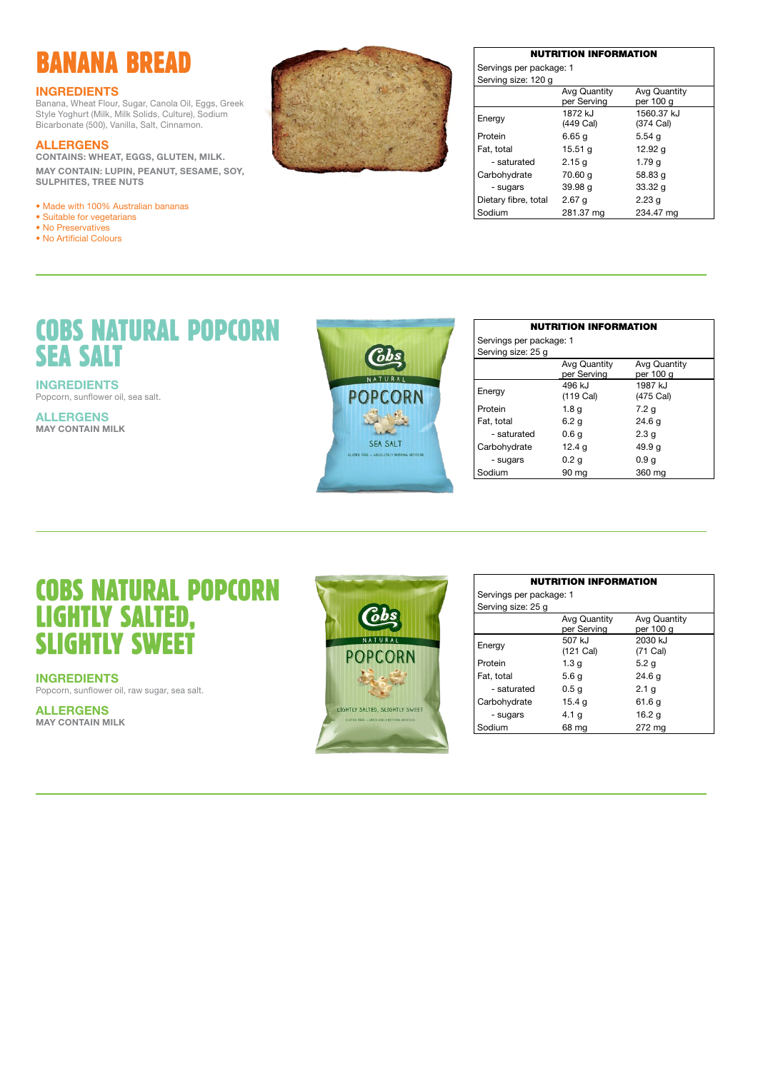# BANANA BREAD

## INGREDIENTS

Banana, Wheat Flour, Sugar, Canola Oil, Eggs, Greek Style Yoghurt (Milk, Milk Solids, Culture), Sodium Bicarbonate (500), Vanilla, Salt, Cinnamon.

## ALLERGENS

**CONTAINS: WHEAT, EGGS, GLUTEN, MILK.**

**MAY CONTAIN: LUPIN, PEANUT, SESAME, SOY, SULPHITES, TREE NUTS**

- Made with 100% Australian bananas
- Suitable for vegetarians
- No Preservatives
- No Artificial Colours

**NUTRITION INFORMATION**

Servings per package: 1
Serving size: 120 g

| | Avg Quantity per Serving | Avg Quantity per 100 g |
|---|---|---|
| Energy | 1872 kJ (449 Cal) | 1560.37 kJ (374 Cal) |
| Protein | 6.65 g | 5.54 g |
| Fat, total | 15.51 g | 12.92 g |
| - saturated | 2.15 g | 1.79 g |
| Carbohydrate | 70.60 g | 58.83 g |
| - sugars | 39.98 g | 33.32 g |
| Dietary fibre, total | 2.67 g | 2.23 g |
| Sodium | 281.37 mg | 234.47 mg |

# COBS NATURAL POPCORN SEA SALT

## INGREDIENTS

Popcorn, sunflower oil, sea salt.

## ALLERGENS

**MAY CONTAIN MILK**

**NUTRITION INFORMATION**

Servings per package: 1
Serving size: 25 g

| | Avg Quantity per Serving | Avg Quantity per 100 g |
|---|---|---|
| Energy | 496 kJ (119 Cal) | 1987 kJ (475 Cal) |
| Protein | 1.8 g | 7.2 g |
| Fat, total | 6.2 g | 24.6 g |
| - saturated | 0.6 g | 2.3 g |
| Carbohydrate | 12.4 g | 49.9 g |
| - sugars | 0.2 g | 0.9 g |
| Sodium | 90 mg | 360 mg |

# COBS NATURAL POPCORN LIGHTLY SALTED, SLIGHTLY SWEET

## INGREDIENTS

Popcorn, sunflower oil, raw sugar, sea salt.

## ALLERGENS

**MAY CONTAIN MILK**

**NUTRITION INFORMATION**

Servings per package: 1
Serving size: 25 g

| | Avg Quantity per Serving | Avg Quantity per 100 g |
|---|---|---|
| Energy | 507 kJ (121 Cal) | 2030 kJ (71 Cal) |
| Protein | 1.3 g | 5.2 g |
| Fat, total | 5.6 g | 24.6 g |
| - saturated | 0.5 g | 2.1 g |
| Carbohydrate | 15.4 g | 61.6 g |
| - sugars | 4.1 g | 16.2 g |
| Sodium | 68 mg | 272 mg |